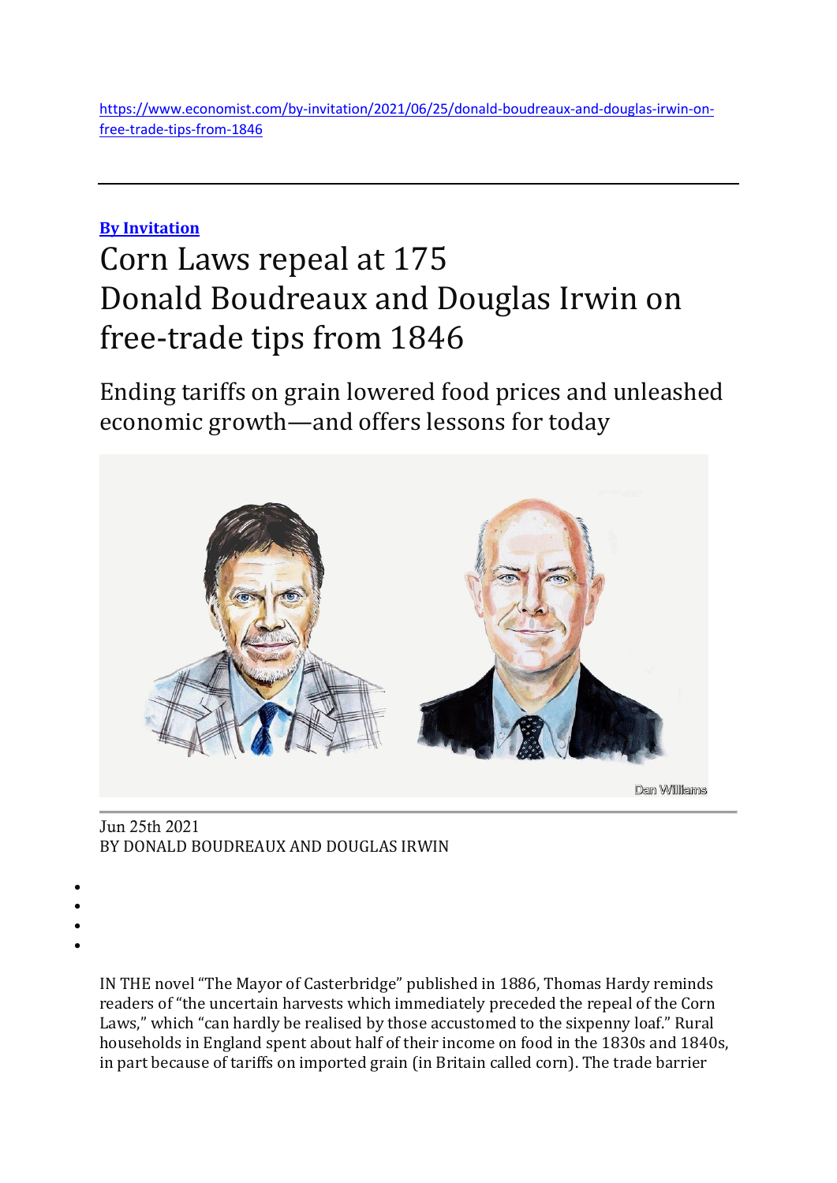https://www.economist.com/by-invitation/2021/06/25/donald-boudreaux-and-douglas-irwin-on-free-trade-tips-from-1846

---

**By Invitation**

# Corn Laws repeal at 175
# Donald Boudreaux and Douglas Irwin on free-trade tips from 1846

## Ending tariffs on grain lowered food prices and unleashed economic growth—and offers lessons for today

Dan Williams

Jun 25th 2021
BY DONALD BOUDREAUX AND DOUGLAS IRWIN

IN THE novel "The Mayor of Casterbridge" published in 1886, Thomas Hardy reminds readers of "the uncertain harvests which immediately preceded the repeal of the Corn Laws," which "can hardly be realised by those accustomed to the sixpenny loaf." Rural households in England spent about half of their income on food in the 1830s and 1840s, in part because of tariffs on imported grain (in Britain called corn). The trade barrier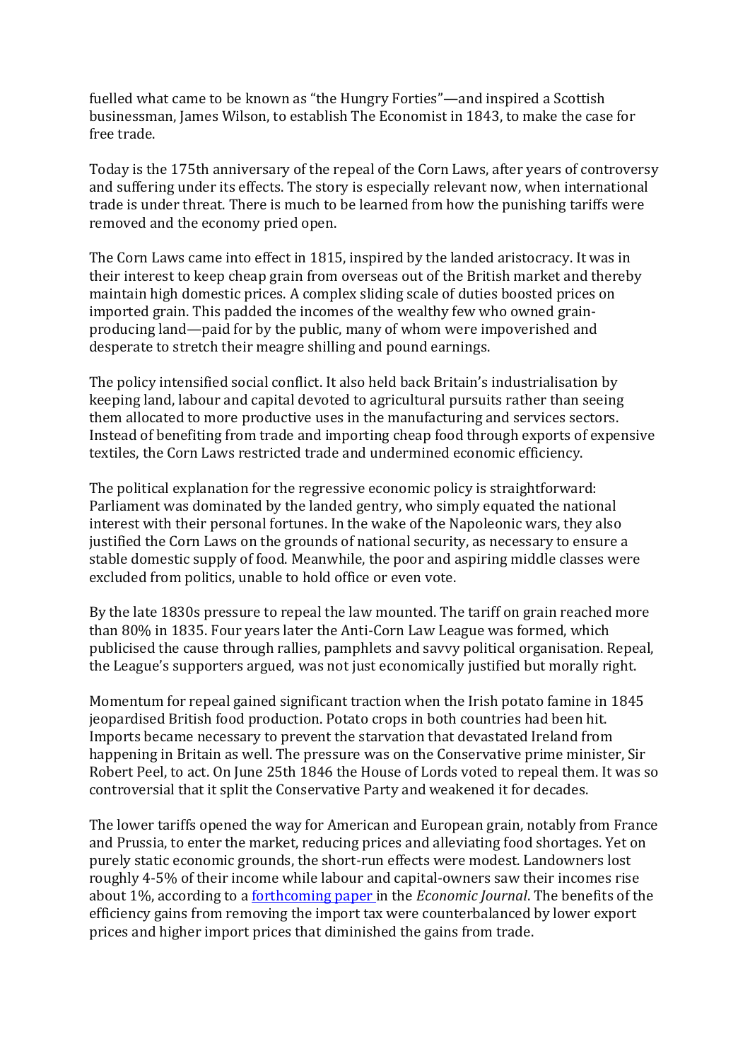fuelled what came to be known as “the Hungry Forties”—and inspired a Scottish businessman, James Wilson, to establish The Economist in 1843, to make the case for free trade.

Today is the 175th anniversary of the repeal of the Corn Laws, after years of controversy and suffering under its effects. The story is especially relevant now, when international trade is under threat. There is much to be learned from how the punishing tariffs were removed and the economy pried open.

The Corn Laws came into effect in 1815, inspired by the landed aristocracy. It was in their interest to keep cheap grain from overseas out of the British market and thereby maintain high domestic prices. A complex sliding scale of duties boosted prices on imported grain. This padded the incomes of the wealthy few who owned grain-producing land—paid for by the public, many of whom were impoverished and desperate to stretch their meagre shilling and pound earnings.

The policy intensified social conflict. It also held back Britain’s industrialisation by keeping land, labour and capital devoted to agricultural pursuits rather than seeing them allocated to more productive uses in the manufacturing and services sectors. Instead of benefiting from trade and importing cheap food through exports of expensive textiles, the Corn Laws restricted trade and undermined economic efficiency.

The political explanation for the regressive economic policy is straightforward: Parliament was dominated by the landed gentry, who simply equated the national interest with their personal fortunes. In the wake of the Napoleonic wars, they also justified the Corn Laws on the grounds of national security, as necessary to ensure a stable domestic supply of food. Meanwhile, the poor and aspiring middle classes were excluded from politics, unable to hold office or even vote.

By the late 1830s pressure to repeal the law mounted. The tariff on grain reached more than 80% in 1835. Four years later the Anti-Corn Law League was formed, which publicised the cause through rallies, pamphlets and savvy political organisation. Repeal, the League’s supporters argued, was not just economically justified but morally right.

Momentum for repeal gained significant traction when the Irish potato famine in 1845 jeopardised British food production. Potato crops in both countries had been hit. Imports became necessary to prevent the starvation that devastated Ireland from happening in Britain as well. The pressure was on the Conservative prime minister, Sir Robert Peel, to act. On June 25th 1846 the House of Lords voted to repeal them. It was so controversial that it split the Conservative Party and weakened it for decades.

The lower tariffs opened the way for American and European grain, notably from France and Prussia, to enter the market, reducing prices and alleviating food shortages. Yet on purely static economic grounds, the short-run effects were modest. Landowners lost roughly 4-5% of their income while labour and capital-owners saw their incomes rise about 1%, according to a forthcoming paper in the *Economic Journal*. The benefits of the efficiency gains from removing the import tax were counterbalanced by lower export prices and higher import prices that diminished the gains from trade.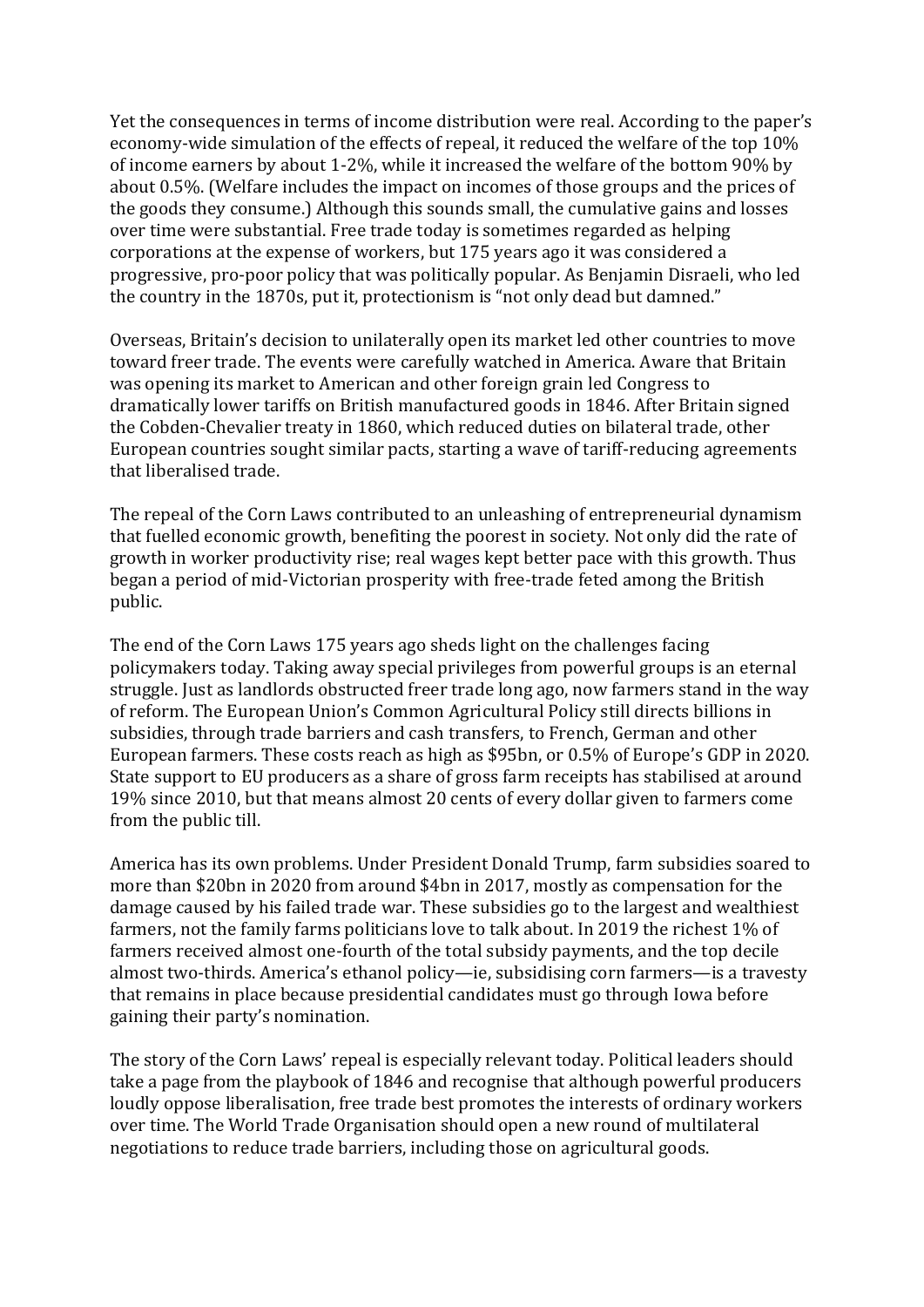Yet the consequences in terms of income distribution were real. According to the paper's economy-wide simulation of the effects of repeal, it reduced the welfare of the top 10% of income earners by about 1-2%, while it increased the welfare of the bottom 90% by about 0.5%. (Welfare includes the impact on incomes of those groups and the prices of the goods they consume.) Although this sounds small, the cumulative gains and losses over time were substantial. Free trade today is sometimes regarded as helping corporations at the expense of workers, but 175 years ago it was considered a progressive, pro-poor policy that was politically popular. As Benjamin Disraeli, who led the country in the 1870s, put it, protectionism is "not only dead but damned."

Overseas, Britain's decision to unilaterally open its market led other countries to move toward freer trade. The events were carefully watched in America. Aware that Britain was opening its market to American and other foreign grain led Congress to dramatically lower tariffs on British manufactured goods in 1846. After Britain signed the Cobden-Chevalier treaty in 1860, which reduced duties on bilateral trade, other European countries sought similar pacts, starting a wave of tariff-reducing agreements that liberalised trade.

The repeal of the Corn Laws contributed to an unleashing of entrepreneurial dynamism that fuelled economic growth, benefiting the poorest in society. Not only did the rate of growth in worker productivity rise; real wages kept better pace with this growth. Thus began a period of mid-Victorian prosperity with free-trade feted among the British public.

The end of the Corn Laws 175 years ago sheds light on the challenges facing policymakers today. Taking away special privileges from powerful groups is an eternal struggle. Just as landlords obstructed freer trade long ago, now farmers stand in the way of reform. The European Union's Common Agricultural Policy still directs billions in subsidies, through trade barriers and cash transfers, to French, German and other European farmers. These costs reach as high as $95bn, or 0.5% of Europe's GDP in 2020. State support to EU producers as a share of gross farm receipts has stabilised at around 19% since 2010, but that means almost 20 cents of every dollar given to farmers come from the public till.

America has its own problems. Under President Donald Trump, farm subsidies soared to more than $20bn in 2020 from around $4bn in 2017, mostly as compensation for the damage caused by his failed trade war. These subsidies go to the largest and wealthiest farmers, not the family farms politicians love to talk about. In 2019 the richest 1% of farmers received almost one-fourth of the total subsidy payments, and the top decile almost two-thirds. America's ethanol policy—ie, subsidising corn farmers—is a travesty that remains in place because presidential candidates must go through Iowa before gaining their party's nomination.

The story of the Corn Laws' repeal is especially relevant today. Political leaders should take a page from the playbook of 1846 and recognise that although powerful producers loudly oppose liberalisation, free trade best promotes the interests of ordinary workers over time. The World Trade Organisation should open a new round of multilateral negotiations to reduce trade barriers, including those on agricultural goods.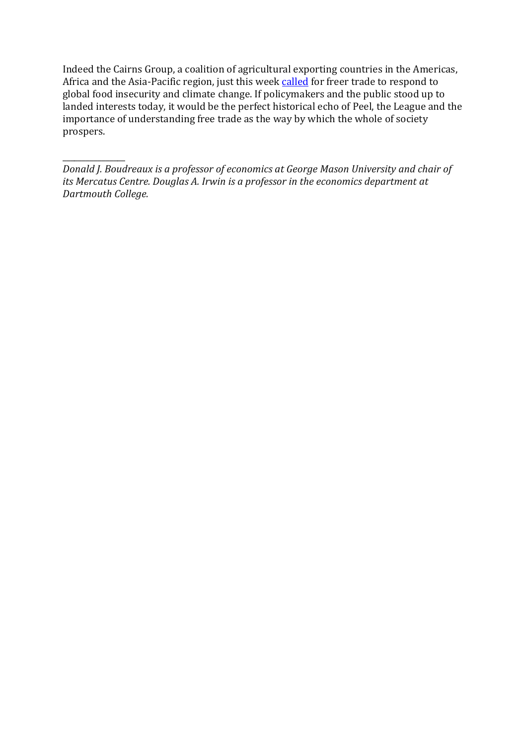Indeed the Cairns Group, a coalition of agricultural exporting countries in the Americas, Africa and the Asia-Pacific region, just this week called for freer trade to respond to global food insecurity and climate change. If policymakers and the public stood up to landed interests today, it would be the perfect historical echo of Peel, the League and the importance of understanding free trade as the way by which the whole of society prospers.

---

*Donald J. Boudreaux is a professor of economics at George Mason University and chair of its Mercatus Centre. Douglas A. Irwin is a professor in the economics department at Dartmouth College.*